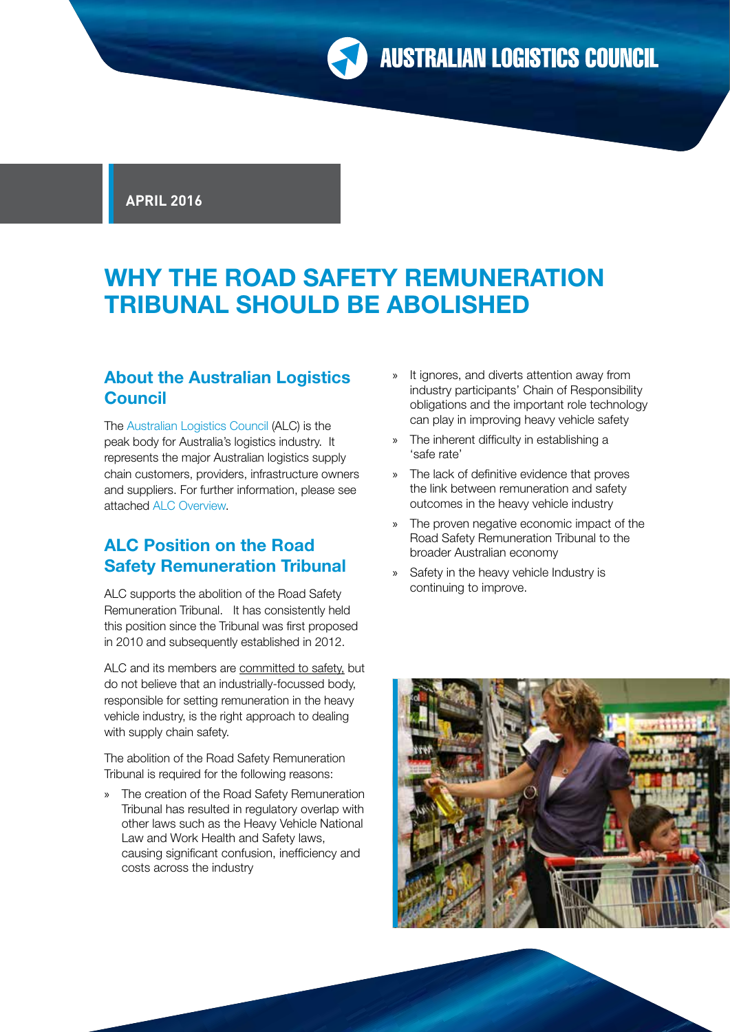APRIL 2016

# WHY THE ROAD SAFETY REMUNERATION TRIBUNAL SHOULD BE ABOLISHED

## About the Australian Logistics Council

The Australian Logistics Council (ALC) is the peak body for Australia's logistics industry. It represents the major Australian logistics supply chain customers, providers, infrastructure owners and suppliers. For further information, please see attached ALC Overview.

## ALC Position on the Road Safety Remuneration Tribunal

ALC supports the abolition of the Road Safety Remuneration Tribunal. It has consistently held this position since the Tribunal was first proposed in 2010 and subsequently established in 2012.

ALC and its members are committed to safety, but do not believe that an industrially-focussed body, responsible for setting remuneration in the heavy vehicle industry, is the right approach to dealing with supply chain safety.

The abolition of the Road Safety Remuneration Tribunal is required for the following reasons:

- The creation of the Road Safety Remuneration Tribunal has resulted in regulatory overlap with other laws such as the Heavy Vehicle National Law and Work Health and Safety laws, causing significant confusion, inefficiency and costs across the industry
- It ignores, and diverts attention away from industry participants' Chain of Responsibility obligations and the important role technology can play in improving heavy vehicle safety
- The inherent difficulty in establishing a 'safe rate'
- The lack of definitive evidence that proves the link between remuneration and safety outcomes in the heavy vehicle industry
- The proven negative economic impact of the Road Safety Remuneration Tribunal to the broader Australian economy
- Safety in the heavy vehicle Industry is continuing to improve.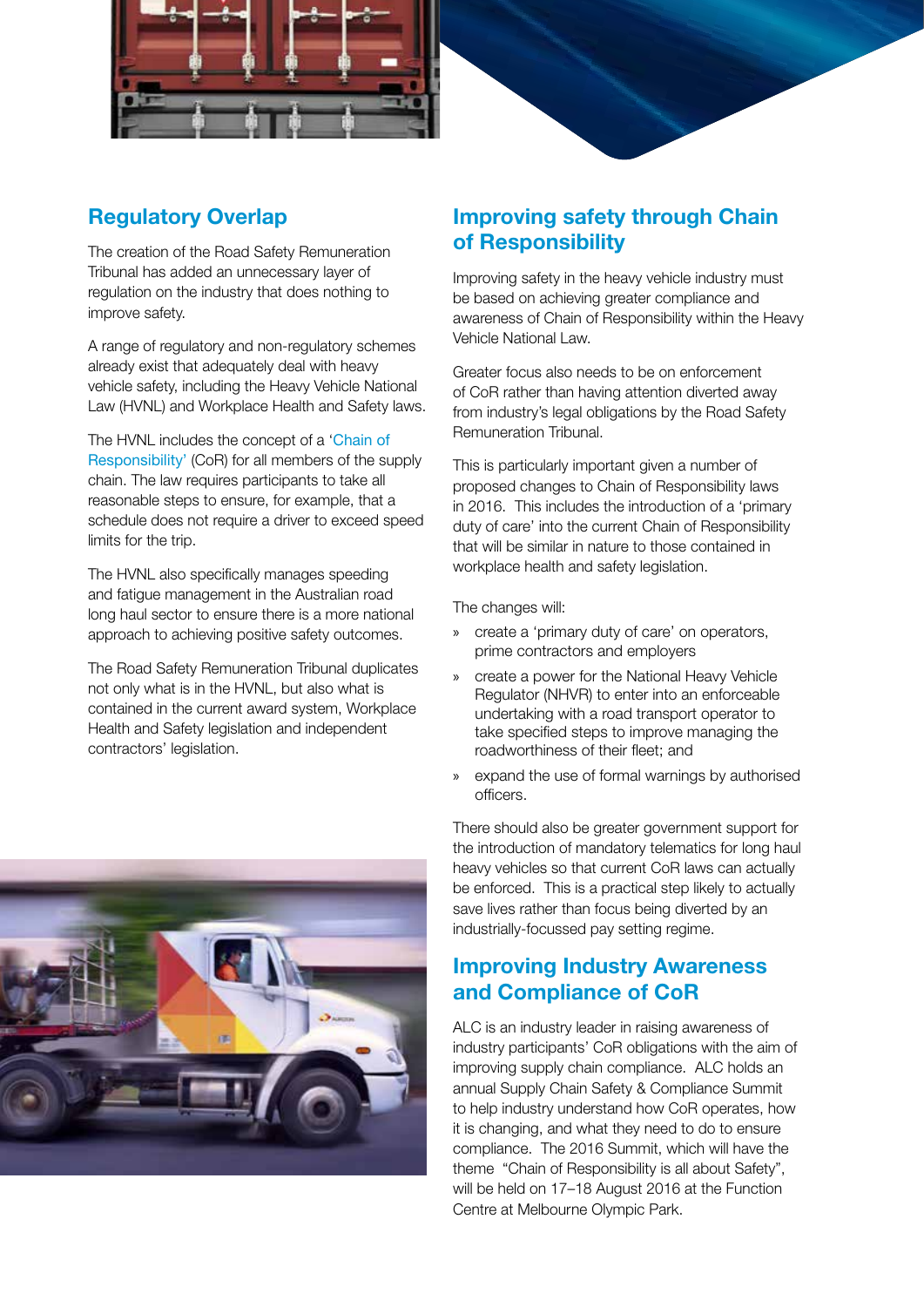## Regulatory Overlap

The creation of the Road Safety Remuneration Tribunal has added an unnecessary layer of regulation on the industry that does nothing to improve safety.

A range of regulatory and non-regulatory schemes already exist that adequately deal with heavy vehicle safety, including the Heavy Vehicle National Law (HVNL) and Workplace Health and Safety laws.

The HVNL includes the concept of a 'Chain of Responsibility' (CoR) for all members of the supply chain. The law requires participants to take all reasonable steps to ensure, for example, that a schedule does not require a driver to exceed speed limits for the trip.

The HVNL also specifically manages speeding and fatigue management in the Australian road long haul sector to ensure there is a more national approach to achieving positive safety outcomes.

The Road Safety Remuneration Tribunal duplicates not only what is in the HVNL, but also what is contained in the current award system, Workplace Health and Safety legislation and independent contractors' legislation.

## Improving safety through Chain of Responsibility

Improving safety in the heavy vehicle industry must be based on achieving greater compliance and awareness of Chain of Responsibility within the Heavy Vehicle National Law.

Greater focus also needs to be on enforcement of CoR rather than having attention diverted away from industry's legal obligations by the Road Safety Remuneration Tribunal.

This is particularly important given a number of proposed changes to Chain of Responsibility laws in 2016. This includes the introduction of a 'primary duty of care' into the current Chain of Responsibility that will be similar in nature to those contained in workplace health and safety legislation.

The changes will:

- create a 'primary duty of care' on operators, prime contractors and employers
- create a power for the National Heavy Vehicle Regulator (NHVR) to enter into an enforceable undertaking with a road transport operator to take specified steps to improve managing the roadworthiness of their fleet; and
- expand the use of formal warnings by authorised officers.

There should also be greater government support for the introduction of mandatory telematics for long haul heavy vehicles so that current CoR laws can actually be enforced. This is a practical step likely to actually save lives rather than focus being diverted by an industrially-focussed pay setting regime.

## Improving Industry Awareness and Compliance of CoR

ALC is an industry leader in raising awareness of industry participants' CoR obligations with the aim of improving supply chain compliance. ALC holds an annual Supply Chain Safety & Compliance Summit to help industry understand how CoR operates, how it is changing, and what they need to do to ensure compliance. The 2016 Summit, which will have the theme "Chain of Responsibility is all about Safety", will be held on 17–18 August 2016 at the Function Centre at Melbourne Olympic Park.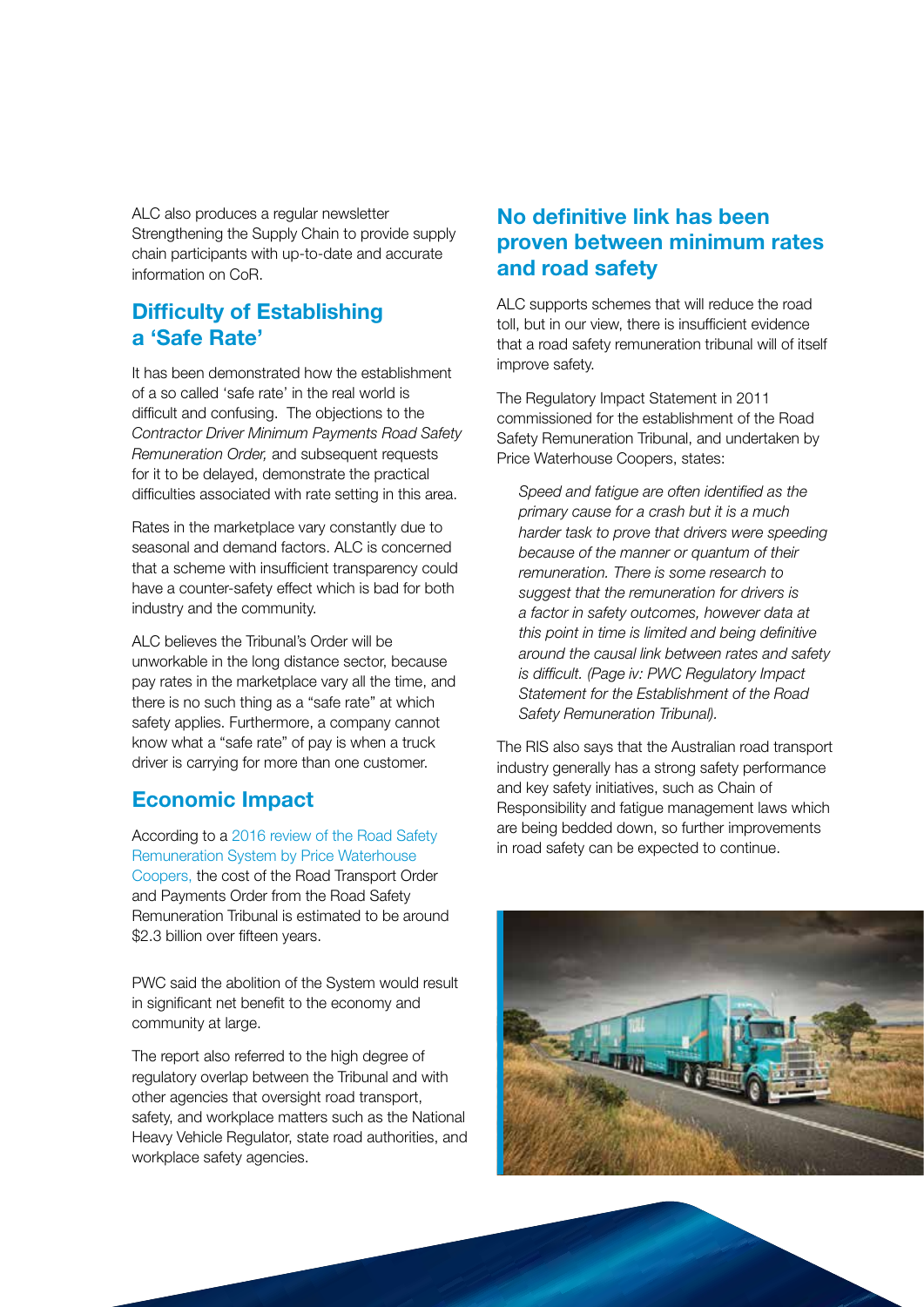ALC also produces a regular newsletter Strengthening the Supply Chain to provide supply chain participants with up-to-date and accurate information on CoR.

## Difficulty of Establishing a 'Safe Rate'

It has been demonstrated how the establishment of a so called 'safe rate' in the real world is difficult and confusing. The objections to the *Contractor Driver Minimum Payments Road Safety Remuneration Order,* and subsequent requests for it to be delayed, demonstrate the practical difficulties associated with rate setting in this area.

Rates in the marketplace vary constantly due to seasonal and demand factors. ALC is concerned that a scheme with insufficient transparency could have a counter-safety effect which is bad for both industry and the community.

ALC believes the Tribunal's Order will be unworkable in the long distance sector, because pay rates in the marketplace vary all the time, and there is no such thing as a "safe rate" at which safety applies. Furthermore, a company cannot know what a "safe rate" of pay is when a truck driver is carrying for more than one customer.

## Economic Impact

According to a 2016 review of the Road Safety Remuneration System by Price Waterhouse Coopers, the cost of the Road Transport Order and Payments Order from the Road Safety Remuneration Tribunal is estimated to be around $2.3 billion over fifteen years.

PWC said the abolition of the System would result in significant net benefit to the economy and community at large.

The report also referred to the high degree of regulatory overlap between the Tribunal and with other agencies that oversight road transport, safety, and workplace matters such as the National Heavy Vehicle Regulator, state road authorities, and workplace safety agencies.

## No definitive link has been proven between minimum rates and road safety

ALC supports schemes that will reduce the road toll, but in our view, there is insufficient evidence that a road safety remuneration tribunal will of itself improve safety.

The Regulatory Impact Statement in 2011 commissioned for the establishment of the Road Safety Remuneration Tribunal, and undertaken by Price Waterhouse Coopers, states:

> *Speed and fatigue are often identified as the primary cause for a crash but it is a much harder task to prove that drivers were speeding because of the manner or quantum of their remuneration. There is some research to suggest that the remuneration for drivers is a factor in safety outcomes, however data at this point in time is limited and being definitive around the causal link between rates and safety is difficult. (Page iv: PWC Regulatory Impact Statement for the Establishment of the Road Safety Remuneration Tribunal).*

The RIS also says that the Australian road transport industry generally has a strong safety performance and key safety initiatives, such as Chain of Responsibility and fatigue management laws which are being bedded down, so further improvements in road safety can be expected to continue.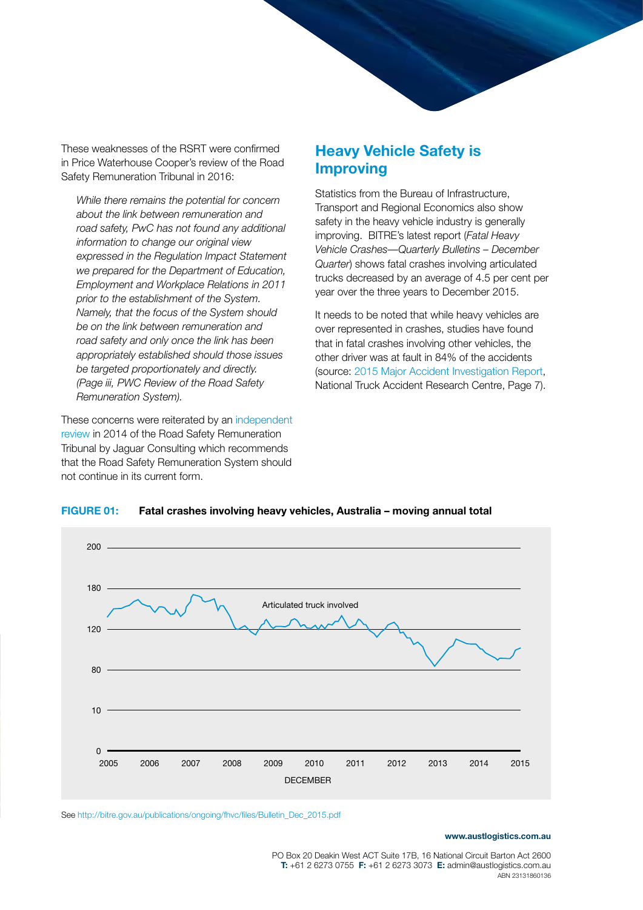These weaknesses of the RSRT were confirmed in Price Waterhouse Cooper's review of the Road Safety Remuneration Tribunal in 2016:

> *While there remains the potential for concern about the link between remuneration and road safety, PwC has not found any additional information to change our original view expressed in the Regulation Impact Statement we prepared for the Department of Education, Employment and Workplace Relations in 2011 prior to the establishment of the System. Namely, that the focus of the System should be on the link between remuneration and road safety and only once the link has been appropriately established should those issues be targeted proportionately and directly. (Page iii, PWC Review of the Road Safety Remuneration System).*

These concerns were reiterated by an independent review in 2014 of the Road Safety Remuneration Tribunal by Jaguar Consulting which recommends that the Road Safety Remuneration System should not continue in its current form.

## Heavy Vehicle Safety is Improving

Statistics from the Bureau of Infrastructure, Transport and Regional Economics also show safety in the heavy vehicle industry is generally improving. BITRE's latest report (*Fatal Heavy Vehicle Crashes—Quarterly Bulletins – December Quarter*) shows fatal crashes involving articulated trucks decreased by an average of 4.5 per cent per year over the three years to December 2015.

It needs to be noted that while heavy vehicles are over represented in crashes, studies have found that in fatal crashes involving other vehicles, the other driver was at fault in 84% of the accidents (source: 2015 Major Accident Investigation Report, National Truck Accident Research Centre, Page 7).

**FIGURE 01: Fatal crashes involving heavy vehicles, Australia – moving annual total**

200
180
120
80
10
0

Articulated truck involved

2005 2006 2007 2008 2009 2010 2011 2012 2013 2014 2015

DECEMBER

See http://bitre.gov.au/publications/ongoing/fhvc/files/Bulletin_Dec_2015.pdf

**www.austlogistics.com.au**

PO Box 20 Deakin West ACT Suite 17B, 16 National Circuit Barton Act 2600
**T:** +61 2 6273 0755 **F:** +61 2 6273 3073 **E:** admin@austlogistics.com.au
ABN 23131860136